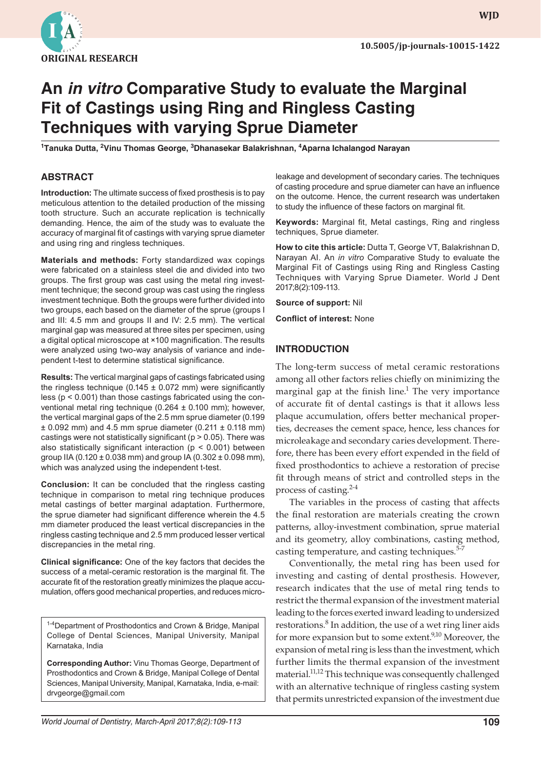ORIGINAL RESEARCH

10.5005/jp-journals-10015-1422

# An *in vitro* Comparative Study to evaluate the Marginal Fit of Castings using Ring and Ringless Casting Techniques with varying Sprue Diameter

[1]Tanuka Dutta, [2]Vinu Thomas George, [3]Dhanasekar Balakrishnan, [4]Aparna Ichalangod Narayan

## ABSTRACT

**Introduction:** The ultimate success of fixed prosthesis is to pay meticulous attention to the detailed production of the missing tooth structure. Such an accurate replication is technically demanding. Hence, the aim of the study was to evaluate the accuracy of marginal fit of castings with varying sprue diameter and using ring and ringless techniques.

**Materials and methods:** Forty standardized wax copings were fabricated on a stainless steel die and divided into two groups. The first group was cast using the metal ring investment technique; the second group was cast using the ringless investment technique. Both the groups were further divided into two groups, each based on the diameter of the sprue (groups I and III: 4.5 mm and groups II and IV: 2.5 mm). The vertical marginal gap was measured at three sites per specimen, using a digital optical microscope at ×100 magnification. The results were analyzed using two-way analysis of variance and independent t-test to determine statistical significance.

**Results:** The vertical marginal gaps of castings fabricated using the ringless technique (0.145 ± 0.072 mm) were significantly less ($p < 0.001$) than those castings fabricated using the conventional metal ring technique (0.264 ± 0.100 mm); however, the vertical marginal gaps of the 2.5 mm sprue diameter (0.199 ± 0.092 mm) and 4.5 mm sprue diameter (0.211 ± 0.118 mm) castings were not statistically significant ($p > 0.05$). There was also statistically significant interaction ($p < 0.001$) between group IIA (0.120 ± 0.038 mm) and group IA (0.302 ± 0.098 mm), which was analyzed using the independent t-test.

**Conclusion:** It can be concluded that the ringless casting technique in comparison to metal ring technique produces metal castings of better marginal adaptation. Furthermore, the sprue diameter had significant difference wherein the 4.5 mm diameter produced the least vertical discrepancies in the ringless casting technique and 2.5 mm produced lesser vertical discrepancies in the metal ring.

**Clinical significance:** One of the key factors that decides the success of a metal-ceramic restoration is the marginal fit. The accurate fit of the restoration greatly minimizes the plaque accumulation, offers good mechanical properties, and reduces microleakage and development of secondary caries. The techniques of casting procedure and sprue diameter can have an influence on the outcome. Hence, the current research was undertaken to study the influence of these factors on marginal fit.

**Keywords:** Marginal fit, Metal castings, Ring and ringless techniques, Sprue diameter.

**How to cite this article:** Dutta T, George VT, Balakrishnan D, Narayan AI. An *in vitro* Comparative Study to evaluate the Marginal Fit of Castings using Ring and Ringless Casting Techniques with Varying Sprue Diameter. World J Dent 2017;8(2):109-113.

**Source of support:** Nil

**Conflict of interest:** None

[1-4]Department of Prosthodontics and Crown & Bridge, Manipal College of Dental Sciences, Manipal University, Manipal Karnataka, India

**Corresponding Author:** Vinu Thomas George, Department of Prosthodontics and Crown & Bridge, Manipal College of Dental Sciences, Manipal University, Manipal, Karnataka, India, e-mail: drvgeorge@gmail.com

## INTRODUCTION

The long-term success of metal ceramic restorations among all other factors relies chiefly on minimizing the marginal gap at the finish line.[1] The very importance of accurate fit of dental castings is that it allows less plaque accumulation, offers better mechanical properties, decreases the cement space, hence, less chances for microleakage and secondary caries development. Therefore, there has been every effort expended in the field of fixed prosthodontics to achieve a restoration of precise fit through means of strict and controlled steps in the process of casting.[2-4]

The variables in the process of casting that affects the final restoration are materials creating the crown patterns, alloy-investment combination, sprue material and its geometry, alloy combinations, casting method, casting temperature, and casting techniques.[5-7]

Conventionally, the metal ring has been used for investing and casting of dental prosthesis. However, research indicates that the use of metal ring tends to restrict the thermal expansion of the investment material leading to the forces exerted inward leading to undersized restorations.[8] In addition, the use of a wet ring liner aids for more expansion but to some extent.[9,10] Moreover, the expansion of metal ring is less than the investment, which further limits the thermal expansion of the investment material.[11,12] This technique was consequently challenged with an alternative technique of ringless casting system that permits unrestricted expansion of the investment due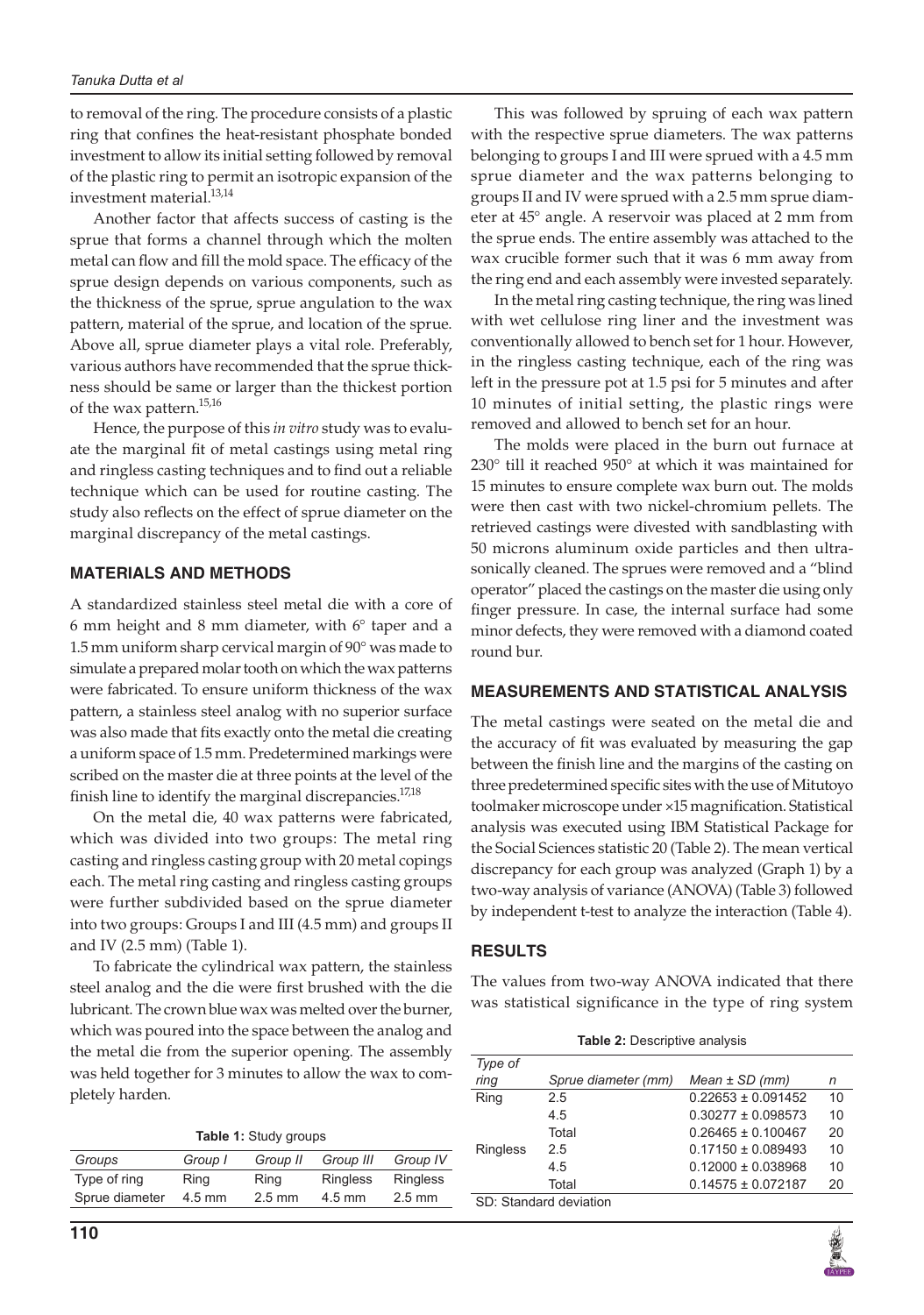to removal of the ring. The procedure consists of a plastic ring that confines the heat-resistant phosphate bonded investment to allow its initial setting followed by removal of the plastic ring to permit an isotropic expansion of the investment material.[13,14]

Another factor that affects success of casting is the sprue that forms a channel through which the molten metal can flow and fill the mold space. The efficacy of the sprue design depends on various components, such as the thickness of the sprue, sprue angulation to the wax pattern, material of the sprue, and location of the sprue. Above all, sprue diameter plays a vital role. Preferably, various authors have recommended that the sprue thickness should be same or larger than the thickest portion of the wax pattern.[15,16]

Hence, the purpose of this *in vitro* study was to evaluate the marginal fit of metal castings using metal ring and ringless casting techniques and to find out a reliable technique which can be used for routine casting. The study also reflects on the effect of sprue diameter on the marginal discrepancy of the metal castings.

## MATERIALS AND METHODS

A standardized stainless steel metal die with a core of 6 mm height and 8 mm diameter, with 6° taper and a 1.5 mm uniform sharp cervical margin of 90° was made to simulate a prepared molar tooth on which the wax patterns were fabricated. To ensure uniform thickness of the wax pattern, a stainless steel analog with no superior surface was also made that fits exactly onto the metal die creating a uniform space of 1.5 mm. Predetermined markings were scribed on the master die at three points at the level of the finish line to identify the marginal discrepancies.[17,18]

On the metal die, 40 wax patterns were fabricated, which was divided into two groups: The metal ring casting and ringless casting group with 20 metal copings each. The metal ring casting and ringless casting groups were further subdivided based on the sprue diameter into two groups: Groups I and III (4.5 mm) and groups II and IV (2.5 mm) (Table 1).

To fabricate the cylindrical wax pattern, the stainless steel analog and the die were first brushed with the die lubricant. The crown blue wax was melted over the burner, which was poured into the space between the analog and the metal die from the superior opening. The assembly was held together for 3 minutes to allow the wax to completely harden.

**Table 1:** Study groups

| Groups | Group I | Group II | Group III | Group IV |
|---|---|---|---|---|
| Type of ring | Ring | Ring | Ringless | Ringless |
| Sprue diameter | 4.5 mm | 2.5 mm | 4.5 mm | 2.5 mm |

This was followed by spruing of each wax pattern with the respective sprue diameters. The wax patterns belonging to groups I and III were sprued with a 4.5 mm sprue diameter and the wax patterns belonging to groups II and IV were sprued with a 2.5 mm sprue diameter at 45° angle. A reservoir was placed at 2 mm from the sprue ends. The entire assembly was attached to the wax crucible former such that it was 6 mm away from the ring end and each assembly were invested separately.

In the metal ring casting technique, the ring was lined with wet cellulose ring liner and the investment was conventionally allowed to bench set for 1 hour. However, in the ringless casting technique, each of the ring was left in the pressure pot at 1.5 psi for 5 minutes and after 10 minutes of initial setting, the plastic rings were removed and allowed to bench set for an hour.

The molds were placed in the burn out furnace at 230° till it reached 950° at which it was maintained for 15 minutes to ensure complete wax burn out. The molds were then cast with two nickel-chromium pellets. The retrieved castings were divested with sandblasting with 50 microns aluminum oxide particles and then ultrasonically cleaned. The sprues were removed and a "blind operator" placed the castings on the master die using only finger pressure. In case, the internal surface had some minor defects, they were removed with a diamond coated round bur.

## MEASUREMENTS AND STATISTICAL ANALYSIS

The metal castings were seated on the metal die and the accuracy of fit was evaluated by measuring the gap between the finish line and the margins of the casting on three predetermined specific sites with the use of Mitutoyo toolmaker microscope under ×15 magnification. Statistical analysis was executed using IBM Statistical Package for the Social Sciences statistic 20 (Table 2). The mean vertical discrepancy for each group was analyzed (Graph 1) by a two-way analysis of variance (ANOVA) (Table 3) followed by independent t-test to analyze the interaction (Table 4).

## RESULTS

The values from two-way ANOVA indicated that there was statistical significance in the type of ring system

**Table 2:** Descriptive analysis

| Type of ring | Sprue diameter (mm) | Mean ± SD (mm) | n |
|---|---|---|---|
| Ring | 2.5 | 0.22653 ± 0.091452 | 10 |
| | 4.5 | 0.30277 ± 0.098573 | 10 |
| | Total | 0.26465 ± 0.100467 | 20 |
| Ringless | 2.5 | 0.17150 ± 0.089493 | 10 |
| | 4.5 | 0.12000 ± 0.038968 | 10 |
| | Total | 0.14575 ± 0.072187 | 20 |

SD: Standard deviation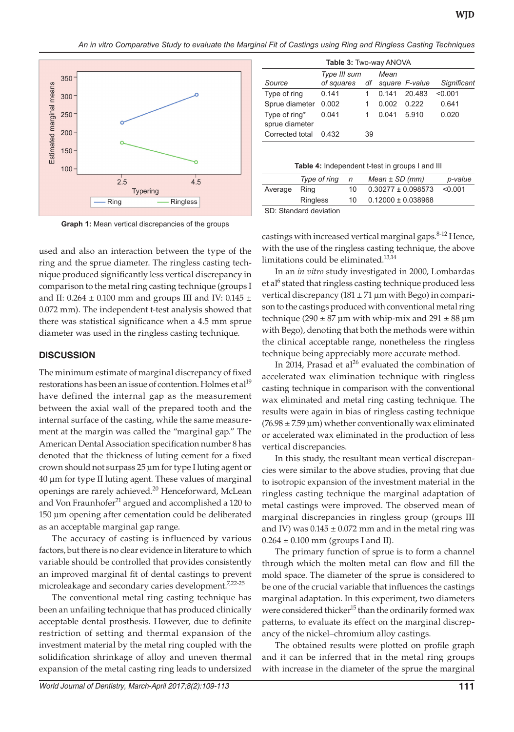Graph 1: Mean vertical discrepancies of the groups

**Table 3:** Two-way ANOVA

| Source | Type III sum of squares | df | Mean square | F-value | Significant |
|---|---|---|---|---|---|
| Type of ring | 0.141 | 1 | 0.141 | 20.483 | <0.001 |
| Sprue diameter | 0.002 | 1 | 0.002 | 0.222 | 0.641 |
| Type of ring* sprue diameter | 0.041 | 1 | 0.041 | 5.910 | 0.020 |
| Corrected total | 0.432 | 39 | | | |

**Table 4:** Independent t-test in groups I and III

| | Type of ring | n | Mean ± SD (mm) | p-value |
|---|---|---|---|---|
| Average | Ring | 10 | 0.30277 ± 0.098573 | <0.001 |
| | Ringless | 10 | 0.12000 ± 0.038968 | |

SD: Standard deviation

used and also an interaction between the type of the ring and the sprue diameter. The ringless casting technique produced significantly less vertical discrepancy in comparison to the metal ring casting technique (groups I and II: 0.264 ± 0.100 mm and groups III and IV: 0.145 ± 0.072 mm). The independent t-test analysis showed that there was statistical significance when a 4.5 mm sprue diameter was used in the ringless casting technique.

## DISCUSSION

The minimum estimate of marginal discrepancy of fixed restorations has been an issue of contention. Holmes et al[19] have defined the internal gap as the measurement between the axial wall of the prepared tooth and the internal surface of the casting, while the same measurement at the margin was called the "marginal gap." The American Dental Association specification number 8 has denoted that the thickness of luting cement for a fixed crown should not surpass 25 µm for type I luting agent or 40 µm for type II luting agent. These values of marginal openings are rarely achieved.[20] Henceforward, McLean and Von Fraunhofer[21] argued and accomplished a 120 to 150 µm opening after cementation could be deliberated as an acceptable marginal gap range.

The accuracy of casting is influenced by various factors, but there is no clear evidence in literature to which variable should be controlled that provides consistently an improved marginal fit of dental castings to prevent microleakage and secondary caries development.[7,22-25]

The conventional metal ring casting technique has been an unfailing technique that has produced clinically acceptable dental prosthesis. However, due to definite restriction of setting and thermal expansion of the investment material by the metal ring coupled with the solidification shrinkage of alloy and uneven thermal expansion of the metal casting ring leads to undersized castings with increased vertical marginal gaps.[8-12] Hence, with the use of the ringless casting technique, the above limitations could be eliminated.[13,14]

In an *in vitro* study investigated in 2000, Lombardas et al[6] stated that ringless casting technique produced less vertical discrepancy (181 ± 71 µm with Bego) in comparison to the castings produced with conventional metal ring technique (290 ± 87 µm with whip-mix and 291 ± 88 µm with Bego), denoting that both the methods were within the clinical acceptable range, nonetheless the ringless technique being appreciably more accurate method.

In 2014, Prasad et al[26] evaluated the combination of accelerated wax elimination technique with ringless casting technique in comparison with the conventional wax eliminated and metal ring casting technique. The results were again in bias of ringless casting technique (76.98 ± 7.59 µm) whether conventionally wax eliminated or accelerated wax eliminated in the production of less vertical discrepancies.

In this study, the resultant mean vertical discrepancies were similar to the above studies, proving that due to isotropic expansion of the investment material in the ringless casting technique the marginal adaptation of metal castings were improved. The observed mean of marginal discrepancies in ringless group (groups III and IV) was 0.145 ± 0.072 mm and in the metal ring was 0.264 ± 0.100 mm (groups I and II).

The primary function of sprue is to form a channel through which the molten metal can flow and fill the mold space. The diameter of the sprue is considered to be one of the crucial variable that influences the castings marginal adaptation. In this experiment, two diameters were considered thicker[15] than the ordinarily formed wax patterns, to evaluate its effect on the marginal discrepancy of the nickel–chromium alloy castings.

The obtained results were plotted on profile graph and it can be inferred that in the metal ring groups with increase in the diameter of the sprue the marginal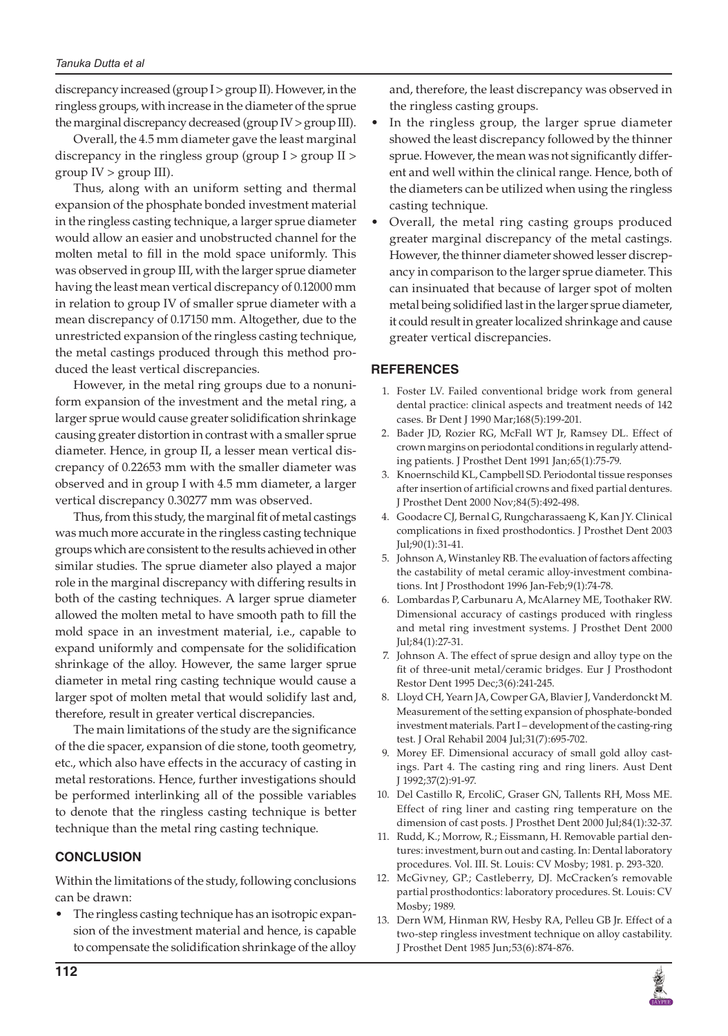discrepancy increased (group I > group II). However, in the ringless groups, with increase in the diameter of the sprue the marginal discrepancy decreased (group IV > group III).

Overall, the 4.5 mm diameter gave the least marginal discrepancy in the ringless group (group I > group II > group IV > group III).

Thus, along with an uniform setting and thermal expansion of the phosphate bonded investment material in the ringless casting technique, a larger sprue diameter would allow an easier and unobstructed channel for the molten metal to fill in the mold space uniformly. This was observed in group III, with the larger sprue diameter having the least mean vertical discrepancy of 0.12000 mm in relation to group IV of smaller sprue diameter with a mean discrepancy of 0.17150 mm. Altogether, due to the unrestricted expansion of the ringless casting technique, the metal castings produced through this method produced the least vertical discrepancies.

However, in the metal ring groups due to a nonuniform expansion of the investment and the metal ring, a larger sprue would cause greater solidification shrinkage causing greater distortion in contrast with a smaller sprue diameter. Hence, in group II, a lesser mean vertical discrepancy of 0.22653 mm with the smaller diameter was observed and in group I with 4.5 mm diameter, a larger vertical discrepancy 0.30277 mm was observed.

Thus, from this study, the marginal fit of metal castings was much more accurate in the ringless casting technique groups which are consistent to the results achieved in other similar studies. The sprue diameter also played a major role in the marginal discrepancy with differing results in both of the casting techniques. A larger sprue diameter allowed the molten metal to have smooth path to fill the mold space in an investment material, i.e., capable to expand uniformly and compensate for the solidification shrinkage of the alloy. However, the same larger sprue diameter in metal ring casting technique would cause a larger spot of molten metal that would solidify last and, therefore, result in greater vertical discrepancies.

The main limitations of the study are the significance of the die spacer, expansion of die stone, tooth geometry, etc., which also have effects in the accuracy of casting in metal restorations. Hence, further investigations should be performed interlinking all of the possible variables to denote that the ringless casting technique is better technique than the metal ring casting technique.

## CONCLUSION

Within the limitations of the study, following conclusions can be drawn:

- The ringless casting technique has an isotropic expansion of the investment material and hence, is capable to compensate the solidification shrinkage of the alloy and, therefore, the least discrepancy was observed in the ringless casting groups.
- In the ringless group, the larger sprue diameter showed the least discrepancy followed by the thinner sprue. However, the mean was not significantly different and well within the clinical range. Hence, both of the diameters can be utilized when using the ringless casting technique.
- Overall, the metal ring casting groups produced greater marginal discrepancy of the metal castings. However, the thinner diameter showed lesser discrepancy in comparison to the larger sprue diameter. This can insinuated that because of larger spot of molten metal being solidified last in the larger sprue diameter, it could result in greater localized shrinkage and cause greater vertical discrepancies.

## REFERENCES

1. Foster LV. Failed conventional bridge work from general dental practice: clinical aspects and treatment needs of 142 cases. Br Dent J 1990 Mar;168(5):199-201.
2. Bader JD, Rozier RG, McFall WT Jr, Ramsey DL. Effect of crown margins on periodontal conditions in regularly attending patients. J Prosthet Dent 1991 Jan;65(1):75-79.
3. Knoernschild KL, Campbell SD. Periodontal tissue responses after insertion of artificial crowns and fixed partial dentures. J Prosthet Dent 2000 Nov;84(5):492-498.
4. Goodacre CJ, Bernal G, Rungcharassaeng K, Kan JY. Clinical complications in fixed prosthodontics. J Prosthet Dent 2003 Jul;90(1):31-41.
5. Johnson A, Winstanley RB. The evaluation of factors affecting the castability of metal ceramic alloy-investment combinations. Int J Prosthodont 1996 Jan-Feb;9(1):74-78.
6. Lombardas P, Carbunaru A, McAlarney ME, Toothaker RW. Dimensional accuracy of castings produced with ringless and metal ring investment systems. J Prosthet Dent 2000 Jul;84(1):27-31.
7. Johnson A. The effect of sprue design and alloy type on the fit of three-unit metal/ceramic bridges. Eur J Prosthodont Restor Dent 1995 Dec;3(6):241-245.
8. Lloyd CH, Yearn JA, Cowper GA, Blavier J, Vanderdonckt M. Measurement of the setting expansion of phosphate-bonded investment materials. Part I – development of the casting-ring test. J Oral Rehabil 2004 Jul;31(7):695-702.
9. Morey EF. Dimensional accuracy of small gold alloy castings. Part 4. The casting ring and ring liners. Aust Dent J 1992;37(2):91-97.
10. Del Castillo R, ErcoliC, Graser GN, Tallents RH, Moss ME. Effect of ring liner and casting ring temperature on the dimension of cast posts. J Prosthet Dent 2000 Jul;84(1):32-37.
11. Rudd, K.; Morrow, R.; Eissmann, H. Removable partial dentures: investment, burn out and casting. In: Dental laboratory procedures. Vol. III. St. Louis: CV Mosby; 1981. p. 293-320.
12. McGivney, GP.; Castleberry, DJ. McCracken's removable partial prosthodontics: laboratory procedures. St. Louis: CV Mosby; 1989.
13. Dern WM, Hinman RW, Hesby RA, Pelleu GB Jr. Effect of a two-step ringless investment technique on alloy castability. J Prosthet Dent 1985 Jun;53(6):874-876.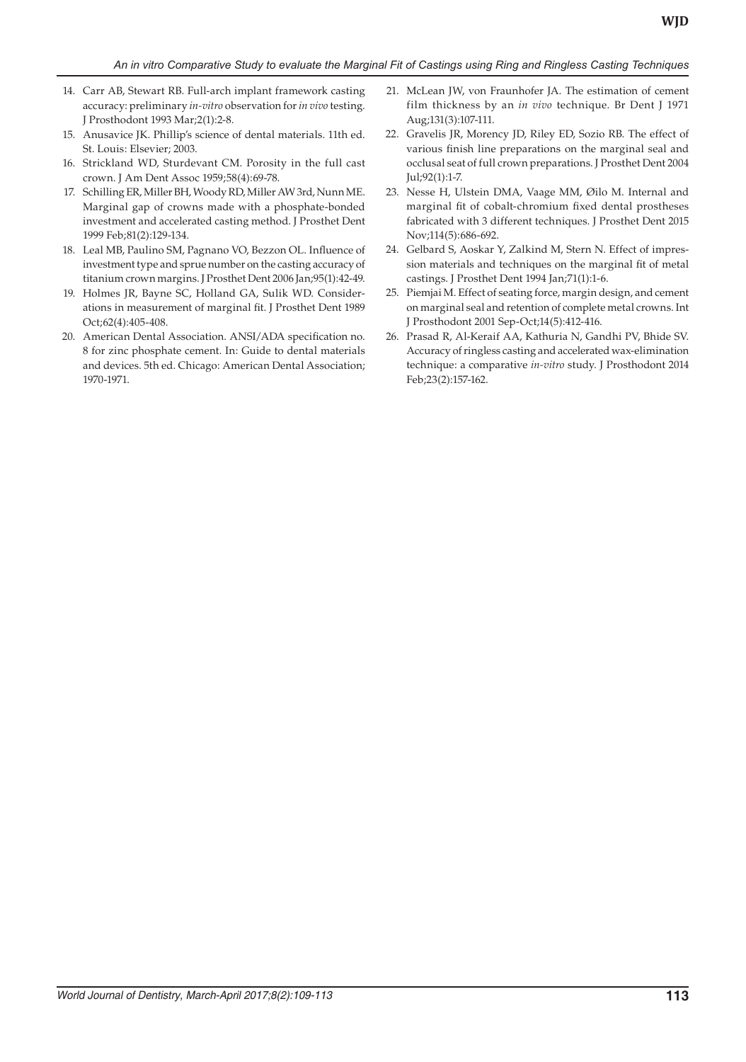14. Carr AB, Stewart RB. Full-arch implant framework casting accuracy: preliminary *in-vitro* observation for *in vivo* testing. J Prosthodont 1993 Mar;2(1):2-8.
15. Anusavice JK. Phillip's science of dental materials. 11th ed. St. Louis: Elsevier; 2003.
16. Strickland WD, Sturdevant CM. Porosity in the full cast crown. J Am Dent Assoc 1959;58(4):69-78.
17. Schilling ER, Miller BH, Woody RD, Miller AW 3rd, Nunn ME. Marginal gap of crowns made with a phosphate-bonded investment and accelerated casting method. J Prosthet Dent 1999 Feb;81(2):129-134.
18. Leal MB, Paulino SM, Pagnano VO, Bezzon OL. Influence of investment type and sprue number on the casting accuracy of titanium crown margins. J Prosthet Dent 2006 Jan;95(1):42-49.
19. Holmes JR, Bayne SC, Holland GA, Sulik WD. Considerations in measurement of marginal fit. J Prosthet Dent 1989 Oct;62(4):405-408.
20. American Dental Association. ANSI/ADA specification no. 8 for zinc phosphate cement. In: Guide to dental materials and devices. 5th ed. Chicago: American Dental Association; 1970-1971.
21. McLean JW, von Fraunhofer JA. The estimation of cement film thickness by an *in vivo* technique. Br Dent J 1971 Aug;131(3):107-111.
22. Gravelis JR, Morency JD, Riley ED, Sozio RB. The effect of various finish line preparations on the marginal seal and occlusal seat of full crown preparations. J Prosthet Dent 2004 Jul;92(1):1-7.
23. Nesse H, Ulstein DMA, Vaage MM, Øilo M. Internal and marginal fit of cobalt-chromium fixed dental prostheses fabricated with 3 different techniques. J Prosthet Dent 2015 Nov;114(5):686-692.
24. Gelbard S, Aoskar Y, Zalkind M, Stern N. Effect of impression materials and techniques on the marginal fit of metal castings. J Prosthet Dent 1994 Jan;71(1):1-6.
25. Piemjai M. Effect of seating force, margin design, and cement on marginal seal and retention of complete metal crowns. Int J Prosthodont 2001 Sep-Oct;14(5):412-416.
26. Prasad R, Al-Keraif AA, Kathuria N, Gandhi PV, Bhide SV. Accuracy of ringless casting and accelerated wax-elimination technique: a comparative *in-vitro* study. J Prosthodont 2014 Feb;23(2):157-162.